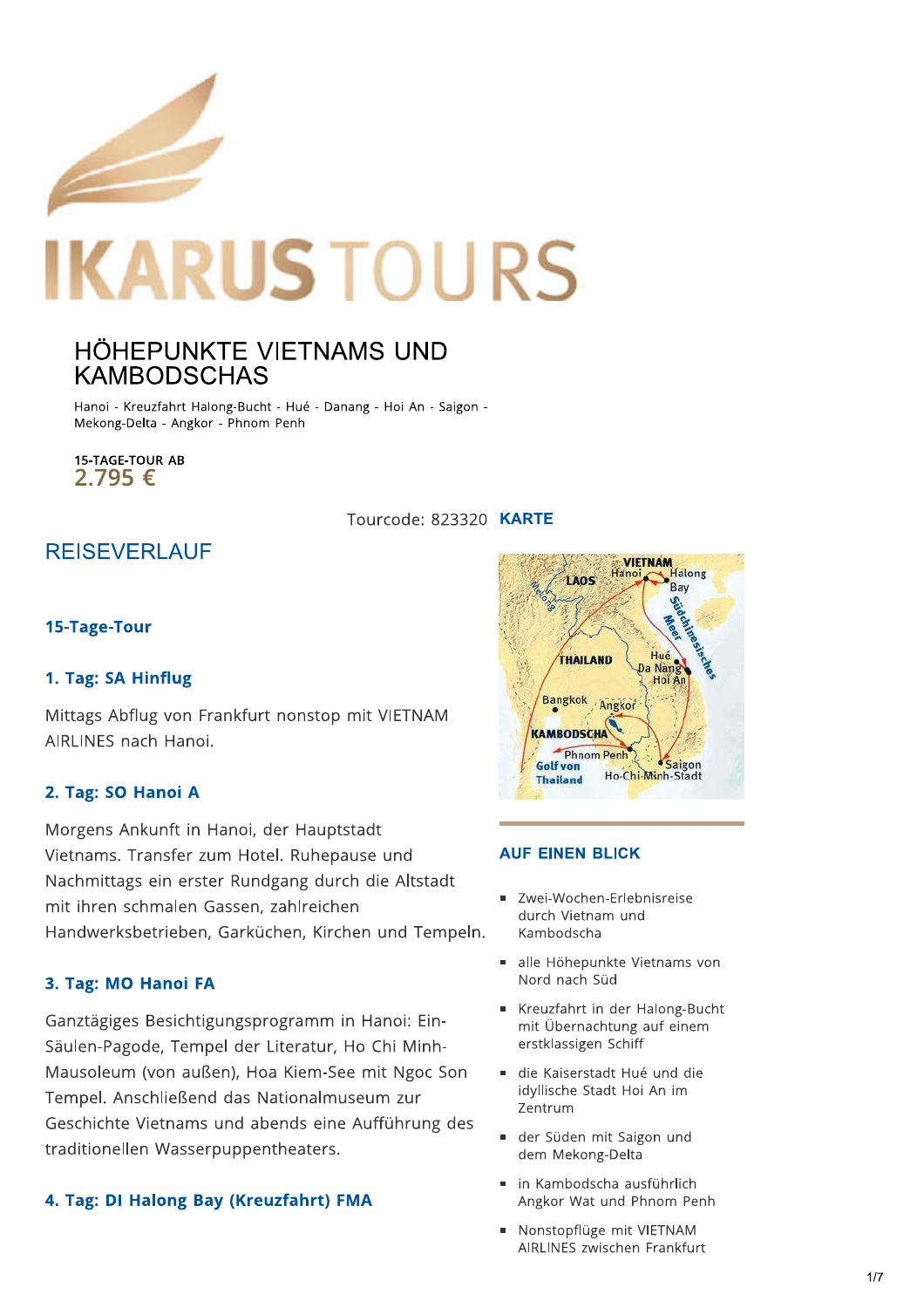# IKARUS TOURS

## HÖHEPUNKTE VIETNAMS UND KAMBODSCHAS

Hanoi - Kreuzfahrt Halong-Bucht - Hué - Danang - Hoi An - Saigon - Mekong-Delta - Angkor - Phnom Penh

**15-TAGE-TOUR AB**
**2.795 €**

Tourcode: 823320 **KARTE**

## REISEVERLAUF

### 15-Tage-Tour

### 1. Tag: SA Hinflug

Mittags Abflug von Frankfurt nonstop mit VIETNAM AIRLINES nach Hanoi.

### 2. Tag: SO Hanoi A

Morgens Ankunft in Hanoi, der Hauptstadt Vietnams. Transfer zum Hotel. Ruhepause und Nachmittags ein erster Rundgang durch die Altstadt mit ihren schmalen Gassen, zahlreichen Handwerksbetrieben, Garküchen, Kirchen und Tempeln.

### 3. Tag: MO Hanoi FA

Ganztägiges Besichtigungsprogramm in Hanoi: Ein-Säulen-Pagode, Tempel der Literatur, Ho Chi Minh-Mausoleum (von außen), Hoa Kiem-See mit Ngoc Son Tempel. Anschließend das Nationalmuseum zur Geschichte Vietnams und abends eine Aufführung des traditionellen Wasserpuppentheaters.

### 4. Tag: DI Halong Bay (Kreuzfahrt) FMA

## AUF EINEN BLICK

- Zwei-Wochen-Erlebnisreise durch Vietnam und Kambodscha
- alle Höhepunkte Vietnams von Nord nach Süd
- Kreuzfahrt in der Halong-Bucht mit Übernachtung auf einem erstklassigen Schiff
- die Kaiserstadt Hué und die idyllische Stadt Hoi An im Zentrum
- der Süden mit Saigon und dem Mekong-Delta
- in Kambodscha ausführlich Angkor Wat und Phnom Penh
- Nonstopflüge mit VIETNAM AIRLINES zwischen Frankfurt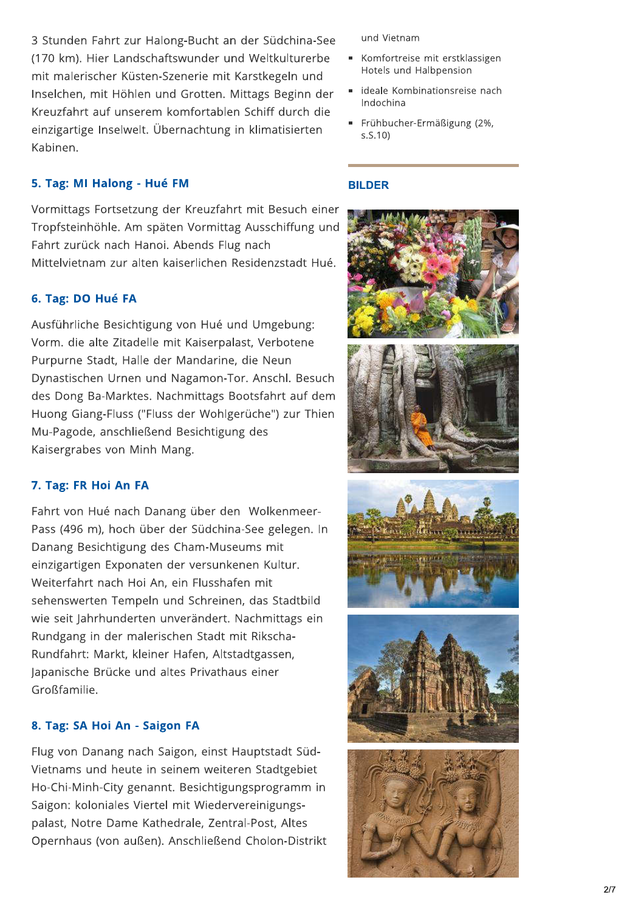3 Stunden Fahrt zur Halong-Bucht an der Südchina-See (170 km). Hier Landschaftswunder und Weltkulturerbe mit malerischer Küsten-Szenerie mit Karstkegeln und Inselchen, mit Höhlen und Grotten. Mittags Beginn der Kreuzfahrt auf unserem komfortablen Schiff durch die einzigartige Inselwelt. Übernachtung in klimatisierten Kabinen.

### 5. Tag: MI Halong - Hué FM

Vormittags Fortsetzung der Kreuzfahrt mit Besuch einer Tropfsteinhöhle. Am späten Vormittag Ausschiffung und Fahrt zurück nach Hanoi. Abends Flug nach Mittelvietnam zur alten kaiserlichen Residenzstadt Hué.

### 6. Tag: DO Hué FA

Ausführliche Besichtigung von Hué und Umgebung: Vorm. die alte Zitadelle mit Kaiserpalast, Verbotene Purpurne Stadt, Halle der Mandarine, die Neun Dynastischen Urnen und Nagamon-Tor. Anschl. Besuch des Dong Ba-Marktes. Nachmittags Bootsfahrt auf dem Huong Giang-Fluss ("Fluss der Wohlgerüche") zur Thien Mu-Pagode, anschließend Besichtigung des Kaisergrabes von Minh Mang.

### 7. Tag: FR Hoi An FA

Fahrt von Hué nach Danang über den Wolkenmeer-Pass (496 m), hoch über der Südchina-See gelegen. In Danang Besichtigung des Cham-Museums mit einzigartigen Exponaten der versunkenen Kultur. Weiterfahrt nach Hoi An, ein Flusshafen mit sehenswerten Tempeln und Schreinen, das Stadtbild wie seit Jahrhunderten unverändert. Nachmittags ein Rundgang in der malerischen Stadt mit Rikscha-Rundfahrt: Markt, kleiner Hafen, Altstadtgassen, Japanische Brücke und altes Privathaus einer Großfamilie.

### 8. Tag: SA Hoi An - Saigon FA

Flug von Danang nach Saigon, einst Hauptstadt Süd-Vietnams und heute in seinem weiteren Stadtgebiet Ho-Chi-Minh-City genannt. Besichtigungsprogramm in Saigon: koloniales Viertel mit Wiedervereinigungs-palast, Notre Dame Kathedrale, Zentral-Post, Altes Opernhaus (von außen). Anschließend Cholon-Distrikt

und Vietnam

- Komfortreise mit erstklassigen Hotels und Halbpension
- ideale Kombinationsreise nach Indochina
- Frühbucher-Ermäßigung (2%, s.S.10)

### BILDER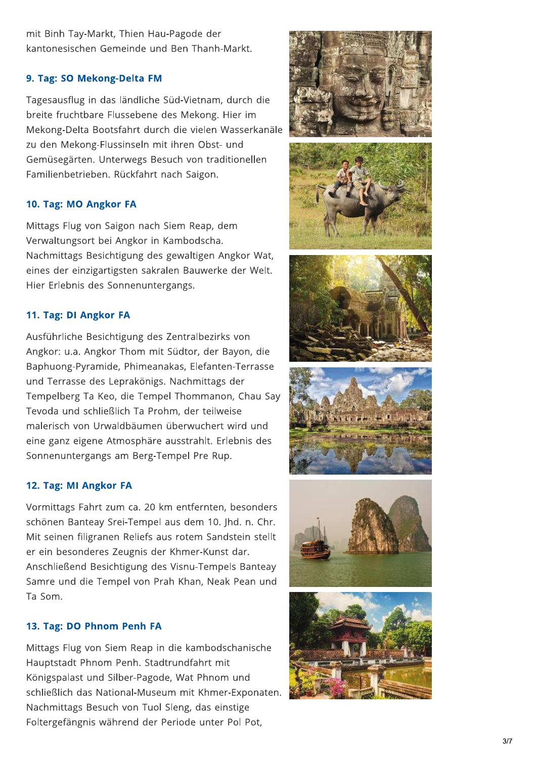mit Binh Tay-Markt, Thien Hau-Pagode der kantonesischen Gemeinde und Ben Thanh-Markt.

### 9. Tag: SO Mekong-Delta FM

Tagesausflug in das ländliche Süd-Vietnam, durch die breite fruchtbare Flussebene des Mekong. Hier im Mekong-Delta Bootsfahrt durch die vielen Wasserkanäle zu den Mekong-Flussinseln mit ihren Obst- und Gemüsegärten. Unterwegs Besuch von traditionellen Familienbetrieben. Rückfahrt nach Saigon.

### 10. Tag: MO Angkor FA

Mittags Flug von Saigon nach Siem Reap, dem Verwaltungsort bei Angkor in Kambodscha. Nachmittags Besichtigung des gewaltigen Angkor Wat, eines der einzigartigsten sakralen Bauwerke der Welt. Hier Erlebnis des Sonnenuntergangs.

### 11. Tag: DI Angkor FA

Ausführliche Besichtigung des Zentralbezirks von Angkor: u.a. Angkor Thom mit Südtor, der Bayon, die Baphuong-Pyramide, Phimeanakas, Elefanten-Terrasse und Terrasse des Leprakönigs. Nachmittags der Tempelberg Ta Keo, die Tempel Thommanon, Chau Say Tevoda und schließlich Ta Prohm, der teilweise malerisch von Urwaldbäumen überwuchert wird und eine ganz eigene Atmosphäre ausstrahlt. Erlebnis des Sonnenuntergangs am Berg-Tempel Pre Rup.

### 12. Tag: MI Angkor FA

Vormittags Fahrt zum ca. 20 km entfernten, besonders schönen Banteay Srei-Tempel aus dem 10. Jhd. n. Chr. Mit seinen filigranen Reliefs aus rotem Sandstein stellt er ein besonderes Zeugnis der Khmer-Kunst dar. Anschließend Besichtigung des Visnu-Tempels Banteay Samre und die Tempel von Prah Khan, Neak Pean und Ta Som.

### 13. Tag: DO Phnom Penh FA

Mittags Flug von Siem Reap in die kambodschanische Hauptstadt Phnom Penh. Stadtrundfahrt mit Königspalast und Silber-Pagode, Wat Phnom und schließlich das National-Museum mit Khmer-Exponaten. Nachmittags Besuch von Tuol Sleng, das einstige Foltergefängnis während der Periode unter Pol Pot,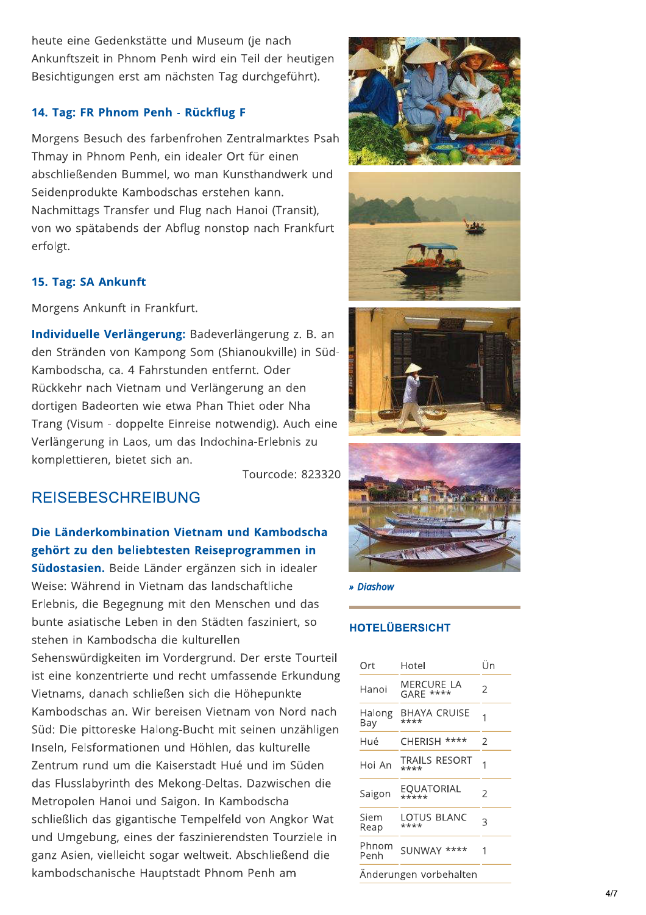heute eine Gedenkstätte und Museum (je nach Ankunftszeit in Phnom Penh wird ein Teil der heutigen Besichtigungen erst am nächsten Tag durchgeführt).

### 14. Tag: FR Phnom Penh - Rückflug F

Morgens Besuch des farbenfrohen Zentralmarktes Psah Thmay in Phnom Penh, ein idealer Ort für einen abschließenden Bummel, wo man Kunsthandwerk und Seidenprodukte Kambodschas erstehen kann. Nachmittags Transfer und Flug nach Hanoi (Transit), von wo spätabends der Abflug nonstop nach Frankfurt erfolgt.

### 15. Tag: SA Ankunft

Morgens Ankunft in Frankfurt.

**Individuelle Verlängerung:** Badeverlängerung z. B. an den Stränden von Kampong Som (Shianoukville) in Süd-Kambodscha, ca. 4 Fahrstunden entfernt. Oder Rückkehr nach Vietnam und Verlängerung an den dortigen Badeorten wie etwa Phan Thiet oder Nha Trang (Visum - doppelte Einreise notwendig). Auch eine Verlängerung in Laos, um das Indochina-Erlebnis zu komplettieren, bietet sich an.

Tourcode: 823320

## REISEBESCHREIBUNG

**Die Länderkombination Vietnam und Kambodscha gehört zu den beliebtesten Reiseprogrammen in Südostasien.** Beide Länder ergänzen sich in idealer Weise: Während in Vietnam das landschaftliche Erlebnis, die Begegnung mit den Menschen und das bunte asiatische Leben in den Städten fasziniert, so stehen in Kambodscha die kulturellen Sehenswürdigkeiten im Vordergrund. Der erste Tourteil ist eine konzentrierte und recht umfassende Erkundung Vietnams, danach schließen sich die Höhepunkte Kambodschas an. Wir bereisen Vietnam von Nord nach Süd: Die pittoreske Halong-Bucht mit seinen unzähligen Inseln, Felsformationen und Höhlen, das kulturelle Zentrum rund um die Kaiserstadt Hué und im Süden das Flusslabyrinth des Mekong-Deltas. Dazwischen die Metropolen Hanoi und Saigon. In Kambodscha schließlich das gigantische Tempelfeld von Angkor Wat und Umgebung, eines der faszinierendsten Tourziele in ganz Asien, vielleicht sogar weltweit. Abschließend die kambodschanische Hauptstadt Phnom Penh am

*» Diashow*

### HOTELÜBERSICHT

| Ort | Hotel | Ün |
|---|---|---|
| Hanoi | MERCURE LA GARE **** | 2 |
| Halong Bay | BHAYA CRUISE **** | 1 |
| Hué | CHERISH **** | 2 |
| Hoi An | TRAILS RESORT **** | 1 |
| Saigon | EQUATORIAL ***** | 2 |
| Siem Reap | LOTUS BLANC **** | 3 |
| Phnom Penh | SUNWAY **** | 1 |

Änderungen vorbehalten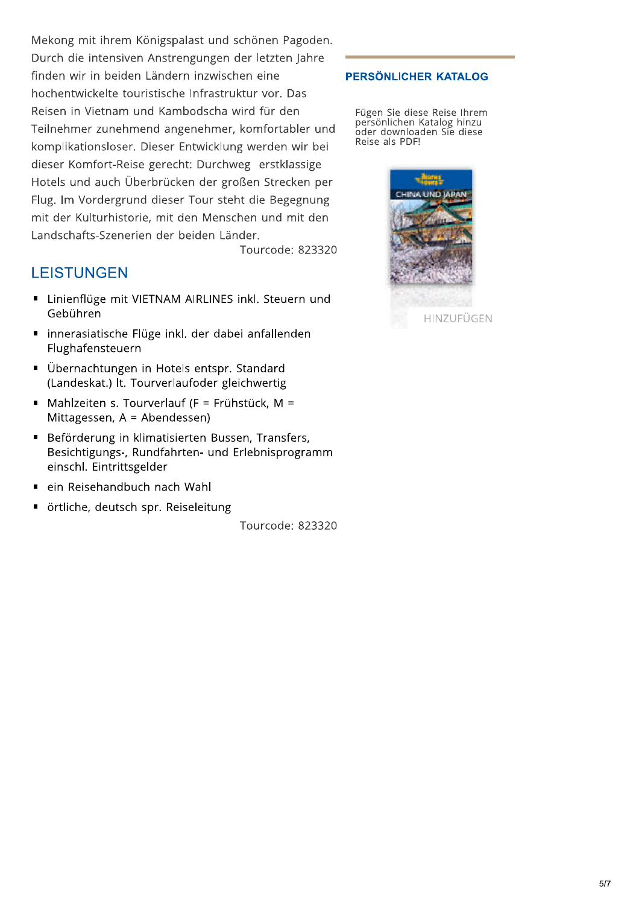Mekong mit ihrem Königspalast und schönen Pagoden. Durch die intensiven Anstrengungen der letzten Jahre finden wir in beiden Ländern inzwischen eine hochentwickelte touristische Infrastruktur vor. Das Reisen in Vietnam und Kambodscha wird für den Teilnehmer zunehmend angenehmer, komfortabler und komplikationsloser. Dieser Entwicklung werden wir bei dieser Komfort-Reise gerecht: Durchweg erstklassige Hotels und auch Überbrücken der großen Strecken per Flug. Im Vordergrund dieser Tour steht die Begegnung mit der Kulturhistorie, mit den Menschen und mit den Landschafts-Szenerien der beiden Länder.

Tourcode: 823320

## LEISTUNGEN

- Linienflüge mit VIETNAM AIRLINES inkl. Steuern und Gebühren
- innerasiatische Flüge inkl. der dabei anfallenden Flughafensteuern
- Übernachtungen in Hotels entspr. Standard (Landeskat.) lt. Tourverlaufoder gleichwertig
- Mahlzeiten s. Tourverlauf (F = Frühstück, M = Mittagessen, A = Abendessen)
- Beförderung in klimatisierten Bussen, Transfers, Besichtigungs-, Rundfahrten- und Erlebnisprogramm einschl. Eintrittsgelder
- ein Reisehandbuch nach Wahl
- örtliche, deutsch spr. Reiseleitung

Tourcode: 823320

### PERSÖNLICHER KATALOG

Fügen Sie diese Reise Ihrem persönlichen Katalog hinzu oder downloaden Sie diese Reise als PDF!

CHINA UND JAPAN

HINZUFÜGEN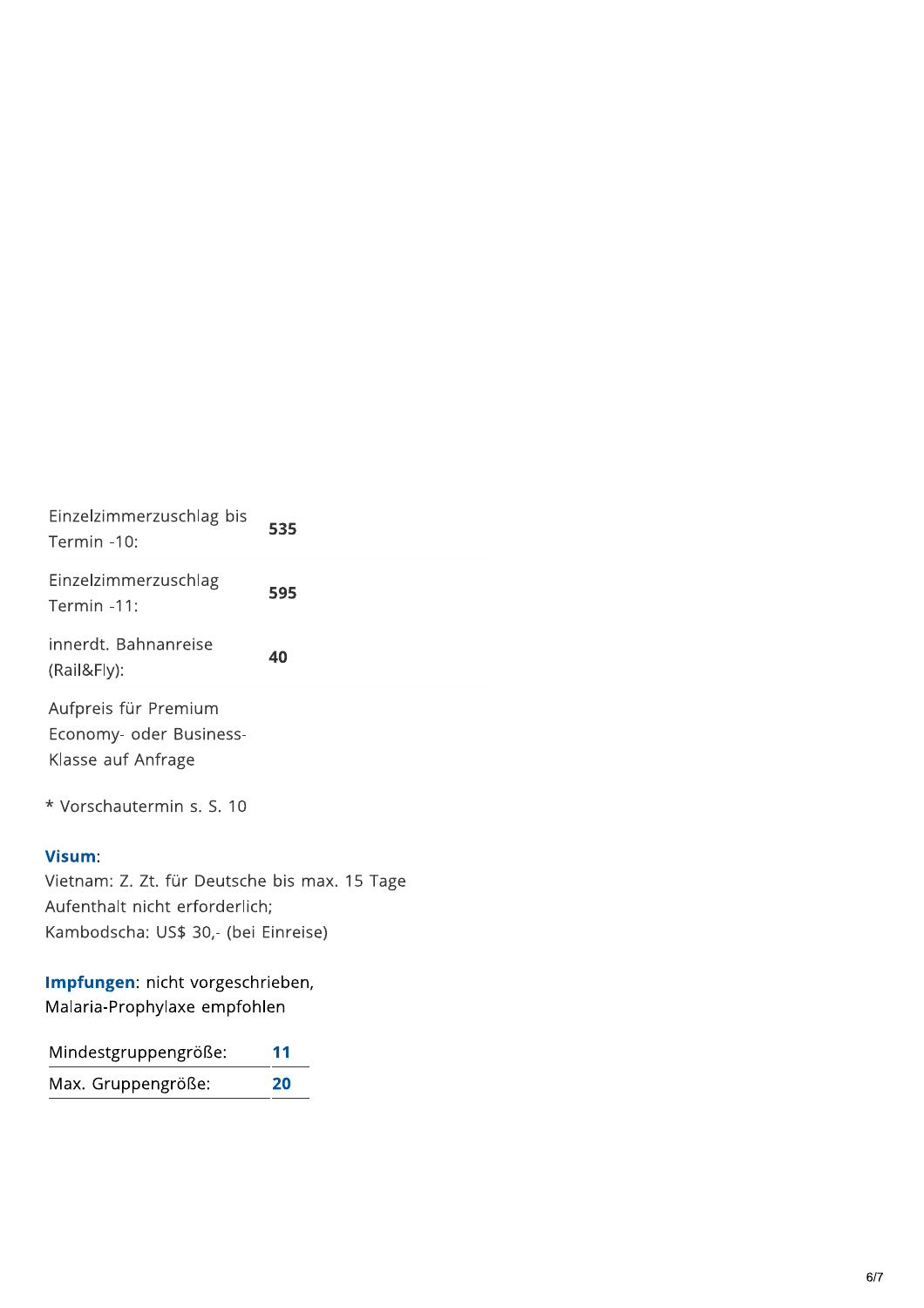| | |
|---|---|
| Einzelzimmerzuschlag bis Termin -10: | **535** |
| Einzelzimmerzuschlag Termin -11: | **595** |
| innerdt. Bahnanreise (Rail&Fly): | **40** |
| Aufpreis für Premium Economy- oder Business-Klasse auf Anfrage | |

* Vorschautermin s. S. 10

**Visum**:
Vietnam: Z. Zt. für Deutsche bis max. 15 Tage Aufenthalt nicht erforderlich;
Kambodscha: US$ 30,- (bei Einreise)

**Impfungen**: nicht vorgeschrieben, Malaria-Prophylaxe empfohlen

| | |
|---|---|
| Mindestgruppengröße: | **11** |
| Max. Gruppengröße: | **20** |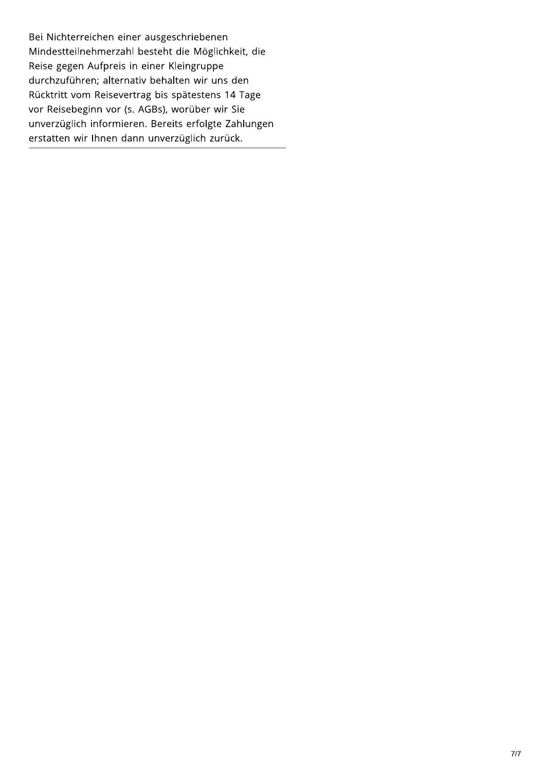Bei Nichterreichen einer ausgeschriebenen Mindestteilnehmerzahl besteht die Möglichkeit, die Reise gegen Aufpreis in einer Kleingruppe durchzuführen; alternativ behalten wir uns den Rücktritt vom Reisevertrag bis spätestens 14 Tage vor Reisebeginn vor (s. AGBs), worüber wir Sie unverzüglich informieren. Bereits erfolgte Zahlungen erstatten wir Ihnen dann unverzüglich zurück.